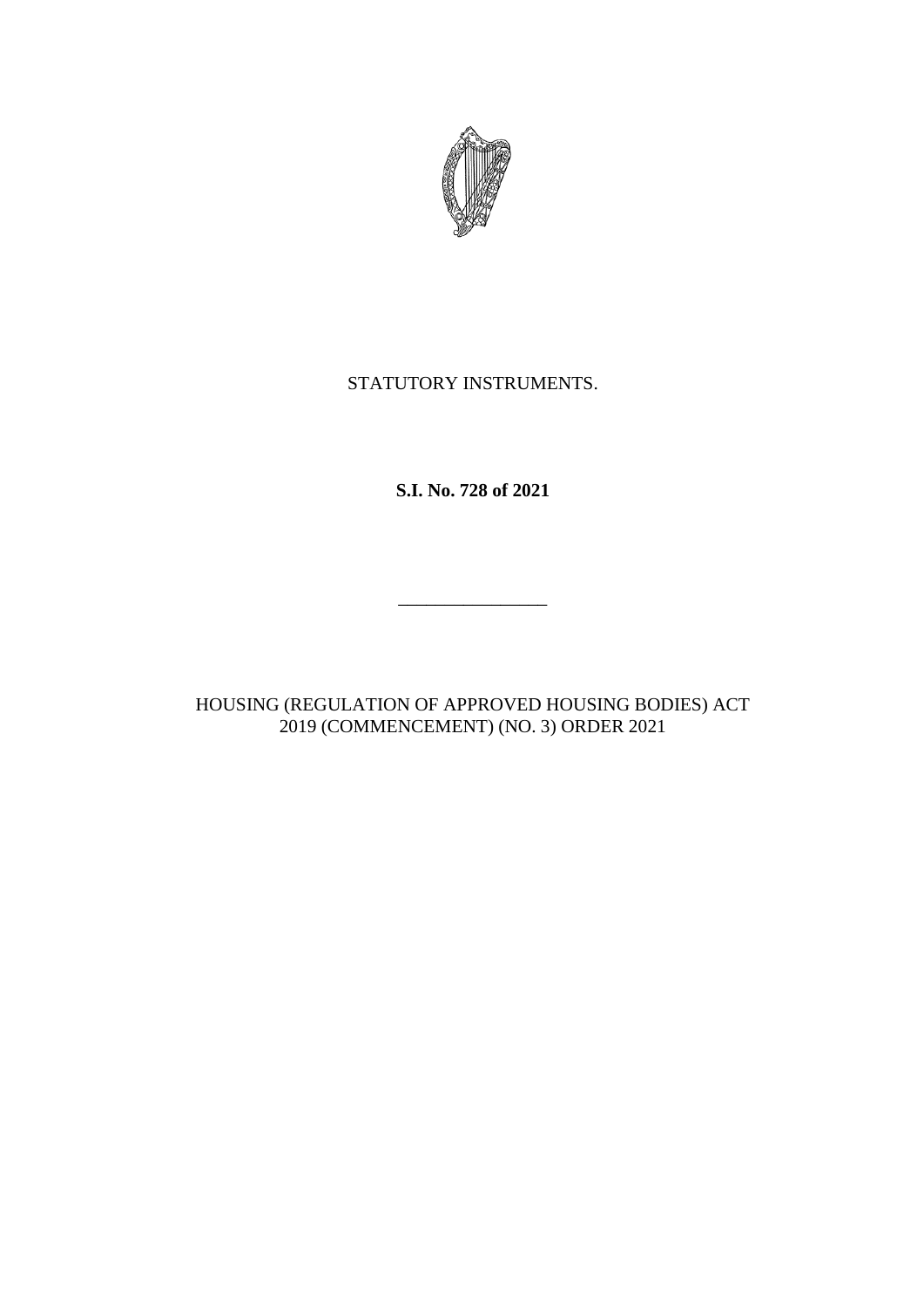STATUTORY INSTRUMENTS.

**S.I. No. 728 of 2021**

________________

HOUSING (REGULATION OF APPROVED HOUSING BODIES) ACT 2019 (COMMENCEMENT) (NO. 3) ORDER 2021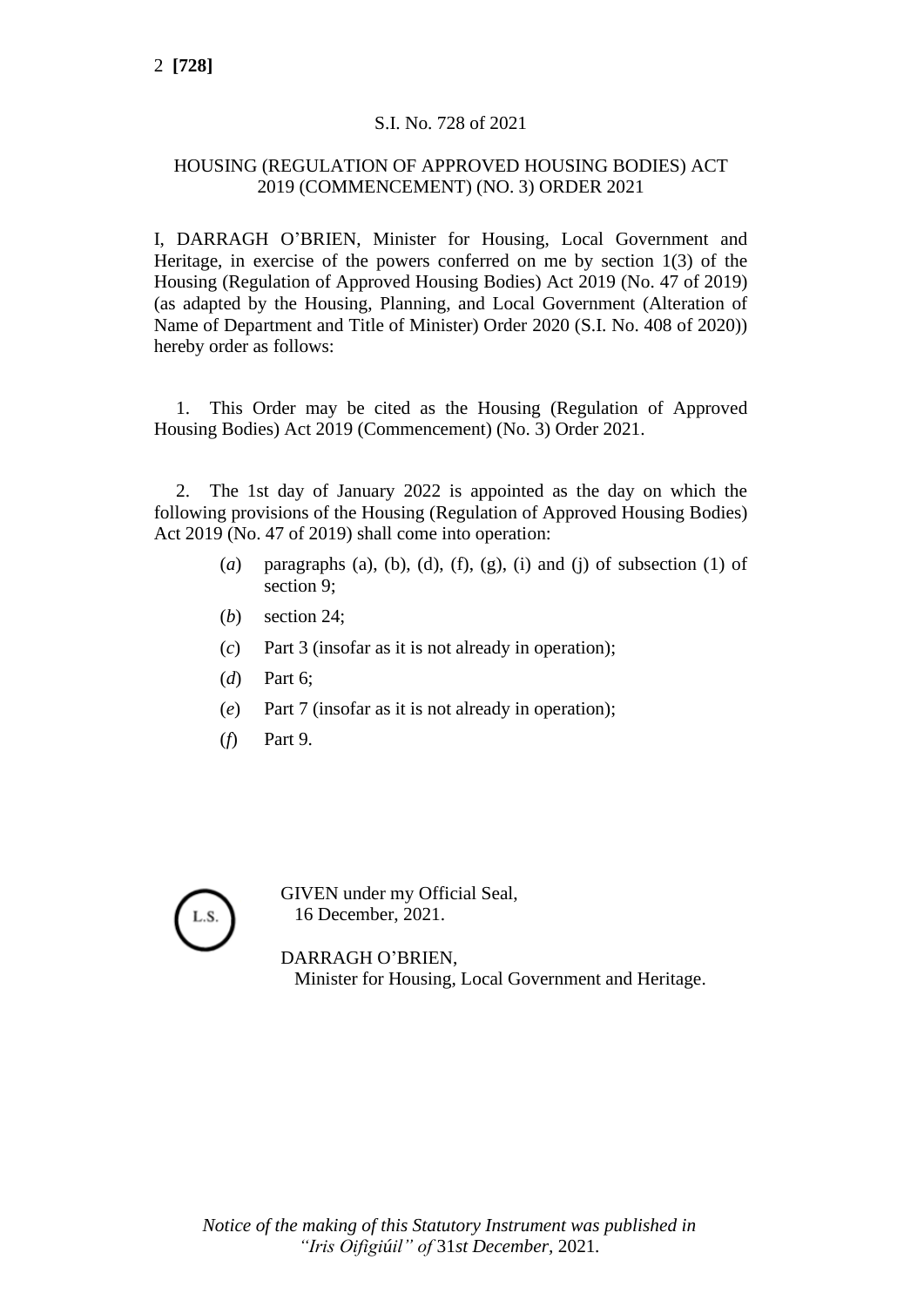S.I. No. 728 of 2021

HOUSING (REGULATION OF APPROVED HOUSING BODIES) ACT 2019 (COMMENCEMENT) (NO. 3) ORDER 2021

I, DARRAGH O'BRIEN, Minister for Housing, Local Government and Heritage, in exercise of the powers conferred on me by section 1(3) of the Housing (Regulation of Approved Housing Bodies) Act 2019 (No. 47 of 2019) (as adapted by the Housing, Planning, and Local Government (Alteration of Name of Department and Title of Minister) Order 2020 (S.I. No. 408 of 2020)) hereby order as follows:

1. This Order may be cited as the Housing (Regulation of Approved Housing Bodies) Act 2019 (Commencement) (No. 3) Order 2021.

2. The 1st day of January 2022 is appointed as the day on which the following provisions of the Housing (Regulation of Approved Housing Bodies) Act 2019 (No. 47 of 2019) shall come into operation:

(*a*) paragraphs (a), (b), (d), (f), (g), (i) and (j) of subsection (1) of section 9;

(*b*) section 24;

(*c*) Part 3 (insofar as it is not already in operation);

(*d*) Part 6;

(*e*) Part 7 (insofar as it is not already in operation);

(*f*) Part 9.

L.S.

GIVEN under my Official Seal,
16 December, 2021.

DARRAGH O'BRIEN,
Minister for Housing, Local Government and Heritage.

*Notice of the making of this Statutory Instrument was published in "Iris Oifigiúil" of* 31*st December,* 2021.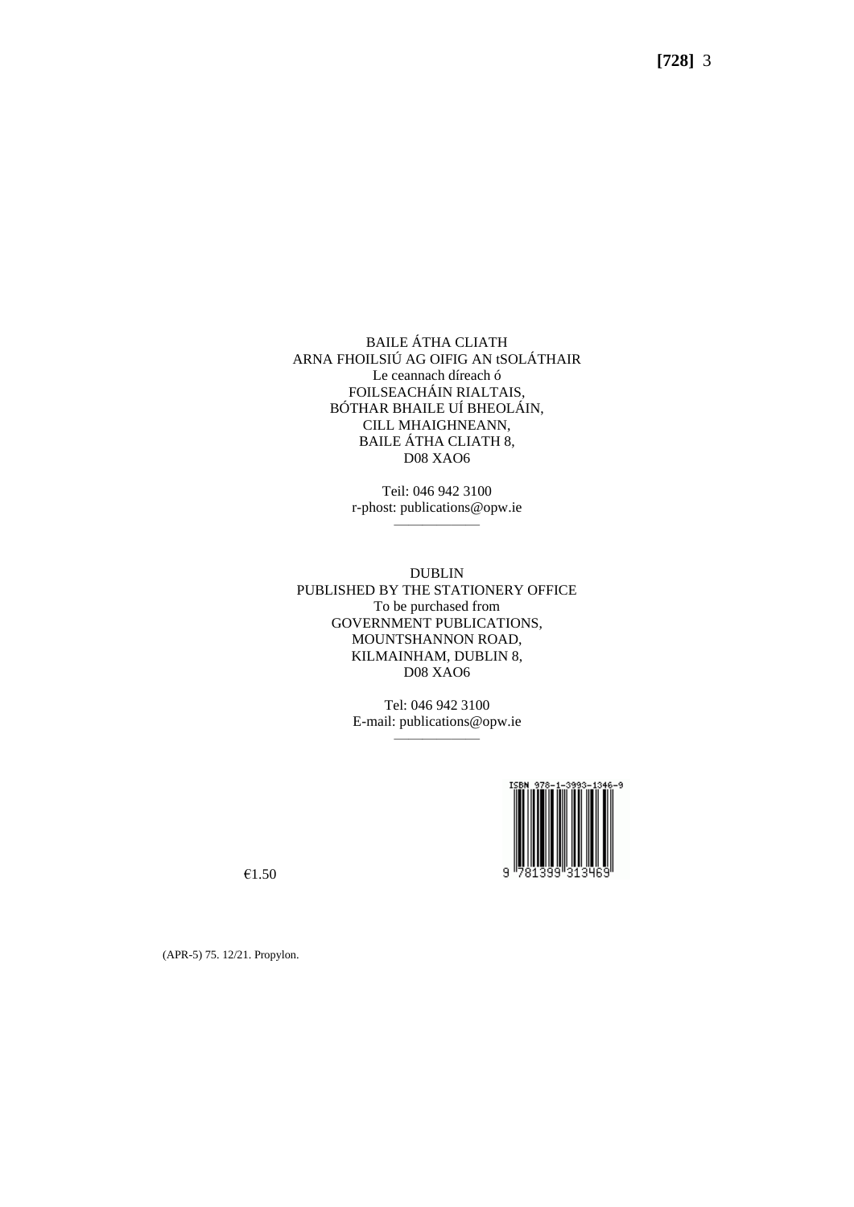BAILE ÁTHA CLIATH
ARNA FHOILSIÚ AG OIFIG AN tSOLÁTHAIR
Le ceannach díreach ó
FOILSEACHÁIN RIALTAIS,
BÓTHAR BHAILE UÍ BHEOLÁIN,
CILL MHAIGHNEANN,
BAILE ÁTHA CLIATH 8,
D08 XAO6

Teil: 046 942 3100
r-phost: publications@opw.ie

---

DUBLIN
PUBLISHED BY THE STATIONERY OFFICE
To be purchased from
GOVERNMENT PUBLICATIONS,
MOUNTSHANNON ROAD,
KILMAINHAM, DUBLIN 8,
D08 XAO6

Tel: 046 942 3100
E-mail: publications@opw.ie

---

ISBN 978-1-3993-1346-9

9 781399 313469

€1.50

(APR-5) 75. 12/21. Propylon.